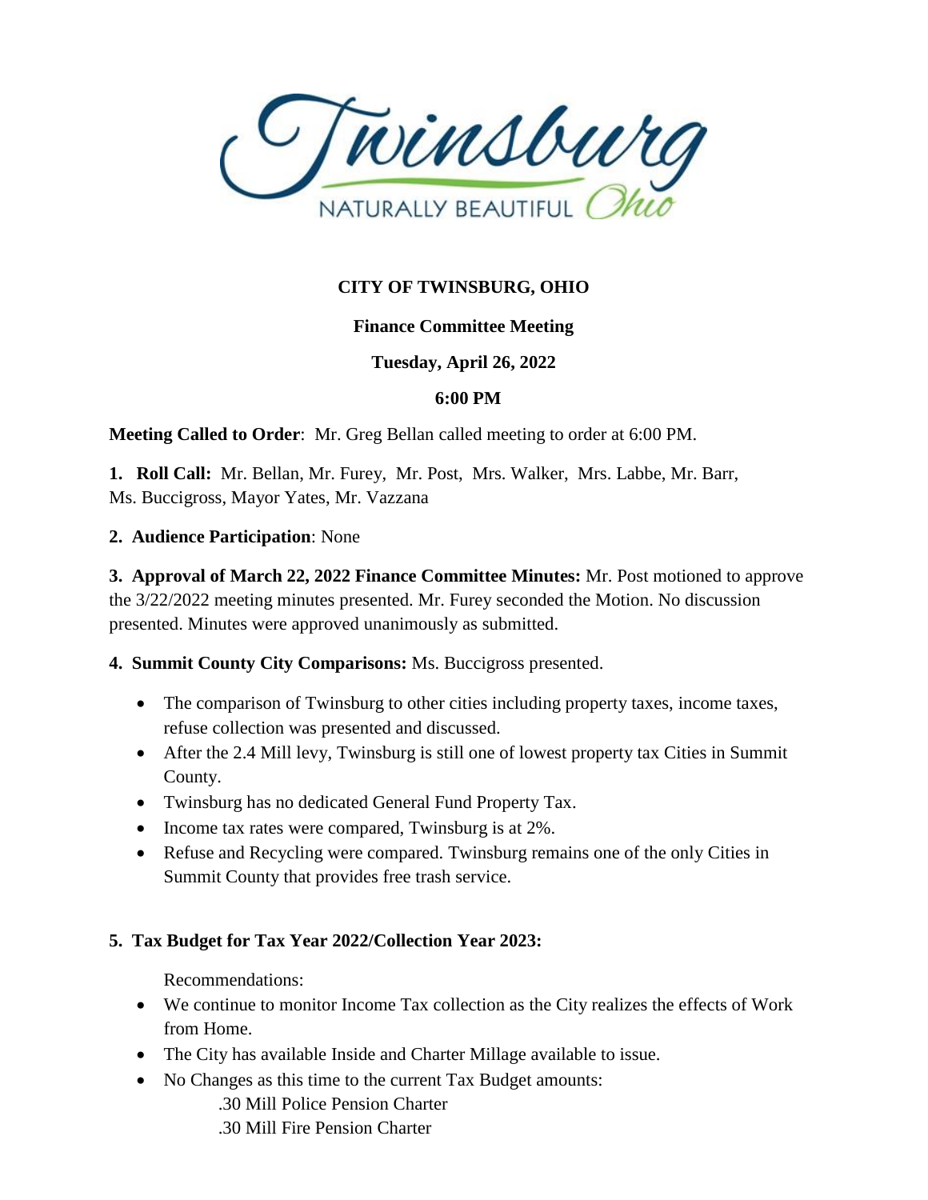Twinsburg NATURALLY BEAUTIFUL Ohio

**CITY OF TWINSBURG, OHIO**

**Finance Committee Meeting**

**Tuesday, April 26, 2022**

**6:00 PM**

**Meeting Called to Order**: Mr. Greg Bellan called meeting to order at 6:00 PM.

**1. Roll Call:** Mr. Bellan, Mr. Furey, Mr. Post, Mrs. Walker, Mrs. Labbe, Mr. Barr, Ms. Buccigross, Mayor Yates, Mr. Vazzana

**2. Audience Participation**: None

**3. Approval of March 22, 2022 Finance Committee Minutes:** Mr. Post motioned to approve the 3/22/2022 meeting minutes presented. Mr. Furey seconded the Motion. No discussion presented. Minutes were approved unanimously as submitted.

**4. Summit County City Comparisons:** Ms. Buccigross presented.

- The comparison of Twinsburg to other cities including property taxes, income taxes, refuse collection was presented and discussed.
- After the 2.4 Mill levy, Twinsburg is still one of lowest property tax Cities in Summit County.
- Twinsburg has no dedicated General Fund Property Tax.
- Income tax rates were compared, Twinsburg is at 2%.
- Refuse and Recycling were compared. Twinsburg remains one of the only Cities in Summit County that provides free trash service.

**5. Tax Budget for Tax Year 2022/Collection Year 2023:**

Recommendations:

- We continue to monitor Income Tax collection as the City realizes the effects of Work from Home.
- The City has available Inside and Charter Millage available to issue.
- No Changes as this time to the current Tax Budget amounts:
  - .30 Mill Police Pension Charter
  - .30 Mill Fire Pension Charter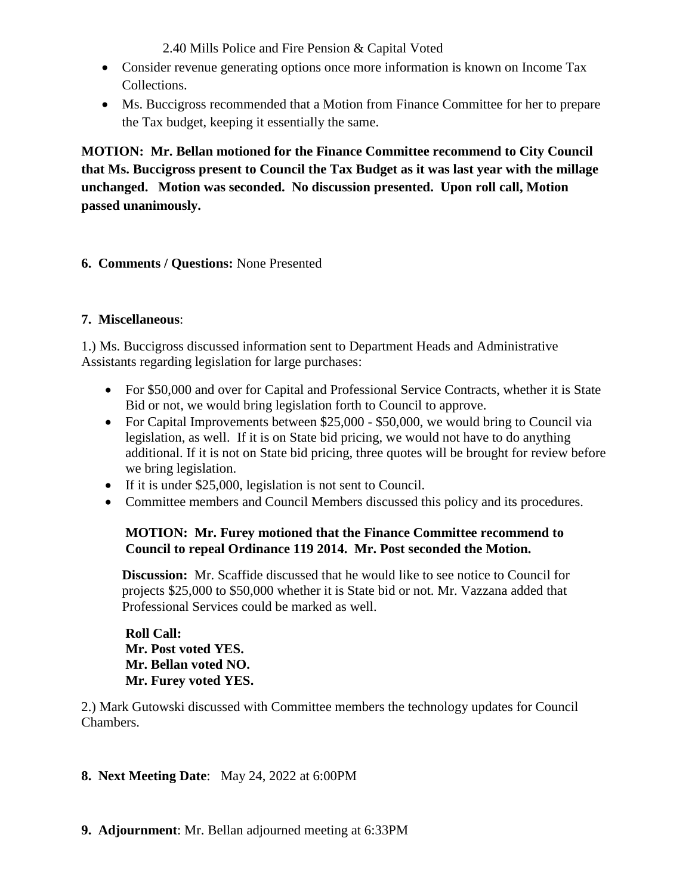2.40 Mills Police and Fire Pension & Capital Voted

- Consider revenue generating options once more information is known on Income Tax Collections.
- Ms. Buccigross recommended that a Motion from Finance Committee for her to prepare the Tax budget, keeping it essentially the same.

**MOTION: Mr. Bellan motioned for the Finance Committee recommend to City Council that Ms. Buccigross present to Council the Tax Budget as it was last year with the millage unchanged. Motion was seconded. No discussion presented. Upon roll call, Motion passed unanimously.**

**6. Comments / Questions:** None Presented

**7. Miscellaneous**:

1.) Ms. Buccigross discussed information sent to Department Heads and Administrative Assistants regarding legislation for large purchases:

- For $50,000 and over for Capital and Professional Service Contracts, whether it is State Bid or not, we would bring legislation forth to Council to approve.
- For Capital Improvements between $25,000 - $50,000, we would bring to Council via legislation, as well. If it is on State bid pricing, we would not have to do anything additional. If it is not on State bid pricing, three quotes will be brought for review before we bring legislation.
- If it is under $25,000, legislation is not sent to Council.
- Committee members and Council Members discussed this policy and its procedures.

**MOTION: Mr. Furey motioned that the Finance Committee recommend to Council to repeal Ordinance 119 2014. Mr. Post seconded the Motion.**

**Discussion:** Mr. Scaffide discussed that he would like to see notice to Council for projects $25,000 to $50,000 whether it is State bid or not. Mr. Vazzana added that Professional Services could be marked as well.

**Roll Call:**
**Mr. Post voted YES.**
**Mr. Bellan voted NO.**
**Mr. Furey voted YES.**

2.) Mark Gutowski discussed with Committee members the technology updates for Council Chambers.

**8. Next Meeting Date**: May 24, 2022 at 6:00PM

**9. Adjournment**: Mr. Bellan adjourned meeting at 6:33PM